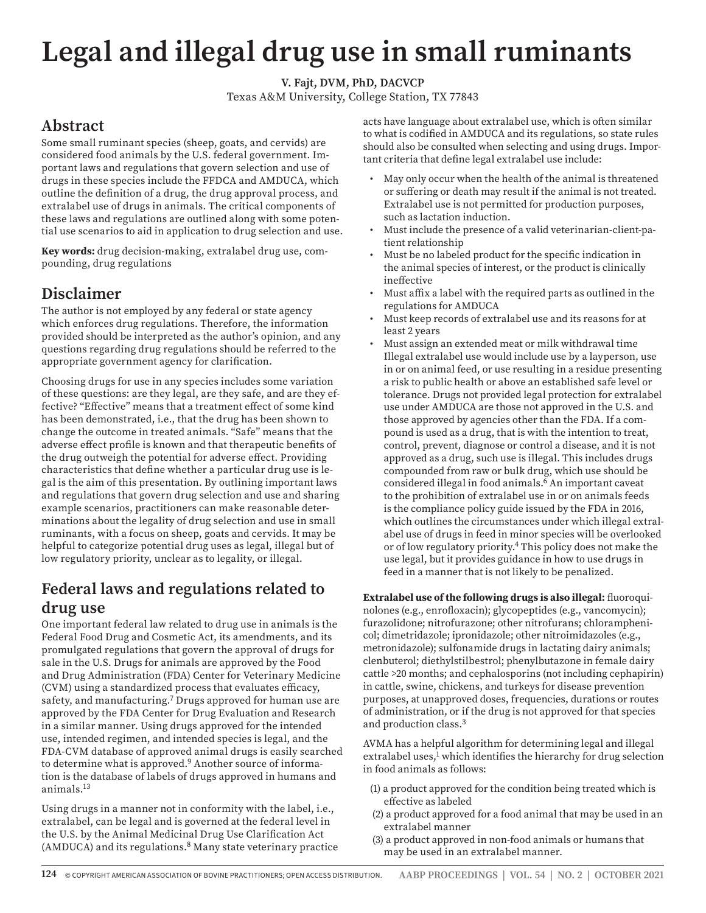# Legal and illegal drug use in small ruminants

**V. Fajt, DVM, PhD, DACVCP**
Texas A&M University, College Station, TX 77843

## Abstract

Some small ruminant species (sheep, goats, and cervids) are considered food animals by the U.S. federal government. Important laws and regulations that govern selection and use of drugs in these species include the FFDCA and AMDUCA, which outline the definition of a drug, the drug approval process, and extralabel use of drugs in animals. The critical components of these laws and regulations are outlined along with some potential use scenarios to aid in application to drug selection and use.

**Key words:** drug decision-making, extralabel drug use, compounding, drug regulations

## Disclaimer

The author is not employed by any federal or state agency which enforces drug regulations. Therefore, the information provided should be interpreted as the author's opinion, and any questions regarding drug regulations should be referred to the appropriate government agency for clarification.

Choosing drugs for use in any species includes some variation of these questions: are they legal, are they safe, and are they effective? "Effective" means that a treatment effect of some kind has been demonstrated, i.e., that the drug has been shown to change the outcome in treated animals. "Safe" means that the adverse effect profile is known and that therapeutic benefits of the drug outweigh the potential for adverse effect. Providing characteristics that define whether a particular drug use is legal is the aim of this presentation. By outlining important laws and regulations that govern drug selection and use and sharing example scenarios, practitioners can make reasonable determinations about the legality of drug selection and use in small ruminants, with a focus on sheep, goats and cervids. It may be helpful to categorize potential drug uses as legal, illegal but of low regulatory priority, unclear as to legality, or illegal.

## Federal laws and regulations related to drug use

One important federal law related to drug use in animals is the Federal Food Drug and Cosmetic Act, its amendments, and its promulgated regulations that govern the approval of drugs for sale in the U.S. Drugs for animals are approved by the Food and Drug Administration (FDA) Center for Veterinary Medicine (CVM) using a standardized process that evaluates efficacy, safety, and manufacturing.[7] Drugs approved for human use are approved by the FDA Center for Drug Evaluation and Research in a similar manner. Using drugs approved for the intended use, intended regimen, and intended species is legal, and the FDA-CVM database of approved animal drugs is easily searched to determine what is approved.[9] Another source of information is the database of labels of drugs approved in humans and animals.[13]

Using drugs in a manner not in conformity with the label, i.e., extralabel, can be legal and is governed at the federal level in the U.S. by the Animal Medicinal Drug Use Clarification Act (AMDUCA) and its regulations.[8] Many state veterinary practice acts have language about extralabel use, which is often similar to what is codified in AMDUCA and its regulations, so state rules should also be consulted when selecting and using drugs. Important criteria that define legal extralabel use include:

- May only occur when the health of the animal is threatened or suffering or death may result if the animal is not treated. Extralabel use is not permitted for production purposes, such as lactation induction.
- Must include the presence of a valid veterinarian-client-patient relationship
- Must be no labeled product for the specific indication in the animal species of interest, or the product is clinically ineffective
- Must affix a label with the required parts as outlined in the regulations for AMDUCA
- Must keep records of extralabel use and its reasons for at least 2 years
- Must assign an extended meat or milk withdrawal time

Illegal extralabel use would include use by a layperson, use in or on animal feed, or use resulting in a residue presenting a risk to public health or above an established safe level or tolerance. Drugs not provided legal protection for extralabel use under AMDUCA are those not approved in the U.S. and those approved by agencies other than the FDA. If a compound is used as a drug, that is with the intention to treat, control, prevent, diagnose or control a disease, and it is not approved as a drug, such use is illegal. This includes drugs compounded from raw or bulk drug, which use should be considered illegal in food animals.[6] An important caveat to the prohibition of extralabel use in or on animals feeds is the compliance policy guide issued by the FDA in 2016, which outlines the circumstances under which illegal extralabel use of drugs in feed in minor species will be overlooked or of low regulatory priority.[4] This policy does not make the use legal, but it provides guidance in how to use drugs in feed in a manner that is not likely to be penalized.

**Extralabel use of the following drugs is also illegal:** fluoroquinolones (e.g., enrofloxacin); glycopeptides (e.g., vancomycin); furazolidone; nitrofurazone; other nitrofurans; chloramphenicol; dimetridazole; ipronidazole; other nitroimidazoles (e.g., metronidazole); sulfonamide drugs in lactating dairy animals; clenbuterol; diethylstilbestrol; phenylbutazone in female dairy cattle >20 months; and cephalosporins (not including cephapirin) in cattle, swine, chickens, and turkeys for disease prevention purposes, at unapproved doses, frequencies, durations or routes of administration, or if the drug is not approved for that species and production class.[3]

AVMA has a helpful algorithm for determining legal and illegal extralabel uses,[1] which identifies the hierarchy for drug selection in food animals as follows:

(1) a product approved for the condition being treated which is effective as labeled
(2) a product approved for a food animal that may be used in an extralabel manner
(3) a product approved in non-food animals or humans that may be used in an extralabel manner.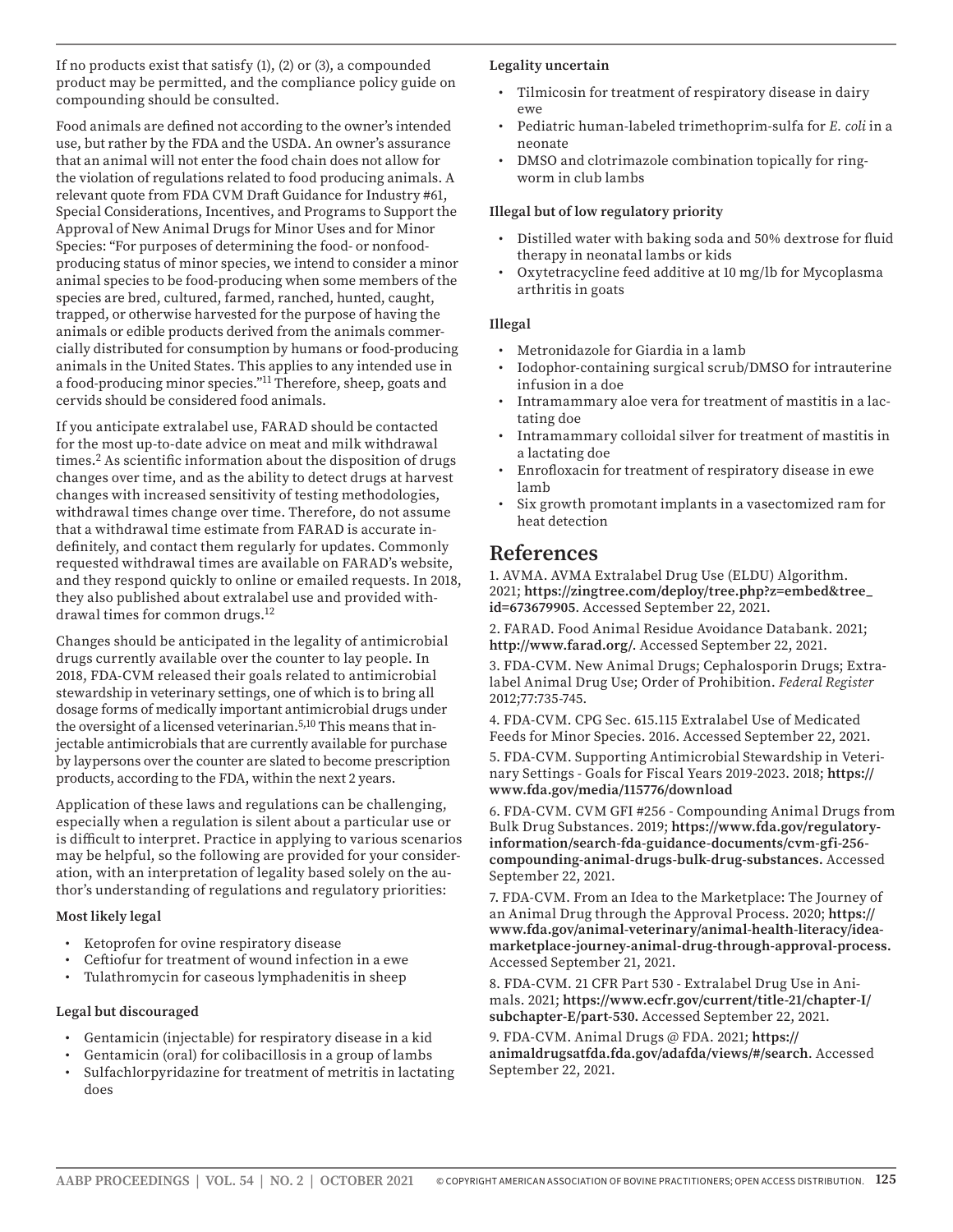If no products exist that satisfy (1), (2) or (3), a compounded product may be permitted, and the compliance policy guide on compounding should be consulted.

Food animals are defined not according to the owner's intended use, but rather by the FDA and the USDA. An owner's assurance that an animal will not enter the food chain does not allow for the violation of regulations related to food producing animals. A relevant quote from FDA CVM Draft Guidance for Industry #61, Special Considerations, Incentives, and Programs to Support the Approval of New Animal Drugs for Minor Uses and for Minor Species: "For purposes of determining the food- or nonfood-producing status of minor species, we intend to consider a minor animal species to be food-producing when some members of the species are bred, cultured, farmed, ranched, hunted, caught, trapped, or otherwise harvested for the purpose of having the animals or edible products derived from the animals commercially distributed for consumption by humans or food-producing animals in the United States. This applies to any intended use in a food-producing minor species."[11] Therefore, sheep, goats and cervids should be considered food animals.

If you anticipate extralabel use, FARAD should be contacted for the most up-to-date advice on meat and milk withdrawal times.[2] As scientific information about the disposition of drugs changes over time, and as the ability to detect drugs at harvest changes with increased sensitivity of testing methodologies, withdrawal times change over time. Therefore, do not assume that a withdrawal time estimate from FARAD is accurate indefinitely, and contact them regularly for updates. Commonly requested withdrawal times are available on FARAD's website, and they respond quickly to online or emailed requests. In 2018, they also published about extralabel use and provided withdrawal times for common drugs.[12]

Changes should be anticipated in the legality of antimicrobial drugs currently available over the counter to lay people. In 2018, FDA-CVM released their goals related to antimicrobial stewardship in veterinary settings, one of which is to bring all dosage forms of medically important antimicrobial drugs under the oversight of a licensed veterinarian.[5,10] This means that injectable antimicrobials that are currently available for purchase by laypersons over the counter are slated to become prescription products, according to the FDA, within the next 2 years.

Application of these laws and regulations can be challenging, especially when a regulation is silent about a particular use or is difficult to interpret. Practice in applying to various scenarios may be helpful, so the following are provided for your consideration, with an interpretation of legality based solely on the author's understanding of regulations and regulatory priorities:

**Most likely legal**

- Ketoprofen for ovine respiratory disease
- Ceftiofur for treatment of wound infection in a ewe
- Tulathromycin for caseous lymphadenitis in sheep

**Legal but discouraged**

- Gentamicin (injectable) for respiratory disease in a kid
- Gentamicin (oral) for colibacillosis in a group of lambs
- Sulfachlorpyridazine for treatment of metritis in lactating does

**Legality uncertain**

- Tilmicosin for treatment of respiratory disease in dairy ewe
- Pediatric human-labeled trimethoprim-sulfa for *E. coli* in a neonate
- DMSO and clotrimazole combination topically for ringworm in club lambs

**Illegal but of low regulatory priority**

- Distilled water with baking soda and 50% dextrose for fluid therapy in neonatal lambs or kids
- Oxytetracycline feed additive at 10 mg/lb for Mycoplasma arthritis in goats

**Illegal**

- Metronidazole for Giardia in a lamb
- Iodophor-containing surgical scrub/DMSO for intrauterine infusion in a doe
- Intramammary aloe vera for treatment of mastitis in a lactating doe
- Intramammary colloidal silver for treatment of mastitis in a lactating doe
- Enrofloxacin for treatment of respiratory disease in ewe lamb
- Six growth promotant implants in a vasectomized ram for heat detection

## References

1. AVMA. AVMA Extralabel Drug Use (ELDU) Algorithm. 2021; **https://zingtree.com/deploy/tree.php?z=embed&tree_id=673679905**. Accessed September 22, 2021.

2. FARAD. Food Animal Residue Avoidance Databank. 2021; **http://www.farad.org/**. Accessed September 22, 2021.

3. FDA-CVM. New Animal Drugs; Cephalosporin Drugs; Extralabel Animal Drug Use; Order of Prohibition. *Federal Register* 2012;77:735-745.

4. FDA-CVM. CPG Sec. 615.115 Extralabel Use of Medicated Feeds for Minor Species. 2016. Accessed September 22, 2021.

5. FDA-CVM. Supporting Antimicrobial Stewardship in Veterinary Settings - Goals for Fiscal Years 2019-2023. 2018; **https://www.fda.gov/media/115776/download**

6. FDA-CVM. CVM GFI #256 - Compounding Animal Drugs from Bulk Drug Substances. 2019; **https://www.fda.gov/regulatory-information/search-fda-guidance-documents/cvm-gfi-256-compounding-animal-drugs-bulk-drug-substances.** Accessed September 22, 2021.

7. FDA-CVM. From an Idea to the Marketplace: The Journey of an Animal Drug through the Approval Process. 2020; **https://www.fda.gov/animal-veterinary/animal-health-literacy/idea-marketplace-journey-animal-drug-through-approval-process.** Accessed September 21, 2021.

8. FDA-CVM. 21 CFR Part 530 - Extralabel Drug Use in Animals. 2021; **https://www.ecfr.gov/current/title-21/chapter-I/subchapter-E/part-530.** Accessed September 22, 2021.

9. FDA-CVM. Animal Drugs @ FDA. 2021; **https://animaldrugsatfda.fda.gov/adafda/views/#/search**. Accessed September 22, 2021.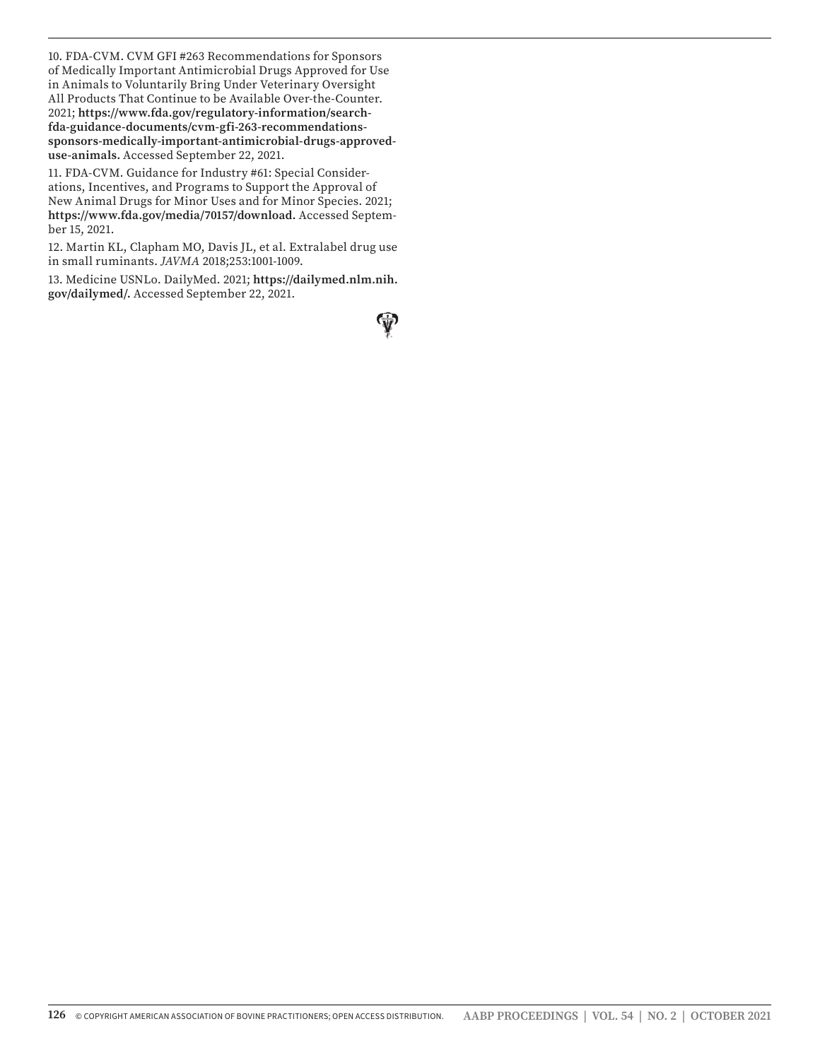10. FDA-CVM. CVM GFI #263 Recommendations for Sponsors of Medically Important Antimicrobial Drugs Approved for Use in Animals to Voluntarily Bring Under Veterinary Oversight All Products That Continue to be Available Over-the-Counter. 2021; **https://www.fda.gov/regulatory-information/search-fda-guidance-documents/cvm-gfi-263-recommendations-sponsors-medically-important-antimicrobial-drugs-approved-use-animals.** Accessed September 22, 2021.

11. FDA-CVM. Guidance for Industry #61: Special Considerations, Incentives, and Programs to Support the Approval of New Animal Drugs for Minor Uses and for Minor Species. 2021; **https://www.fda.gov/media/70157/download.** Accessed September 15, 2021.

12. Martin KL, Clapham MO, Davis JL, et al. Extralabel drug use in small ruminants. *JAVMA* 2018;253:1001-1009.

13. Medicine USNLo. DailyMed. 2021; **https://dailymed.nlm.nih.gov/dailymed/.** Accessed September 22, 2021.